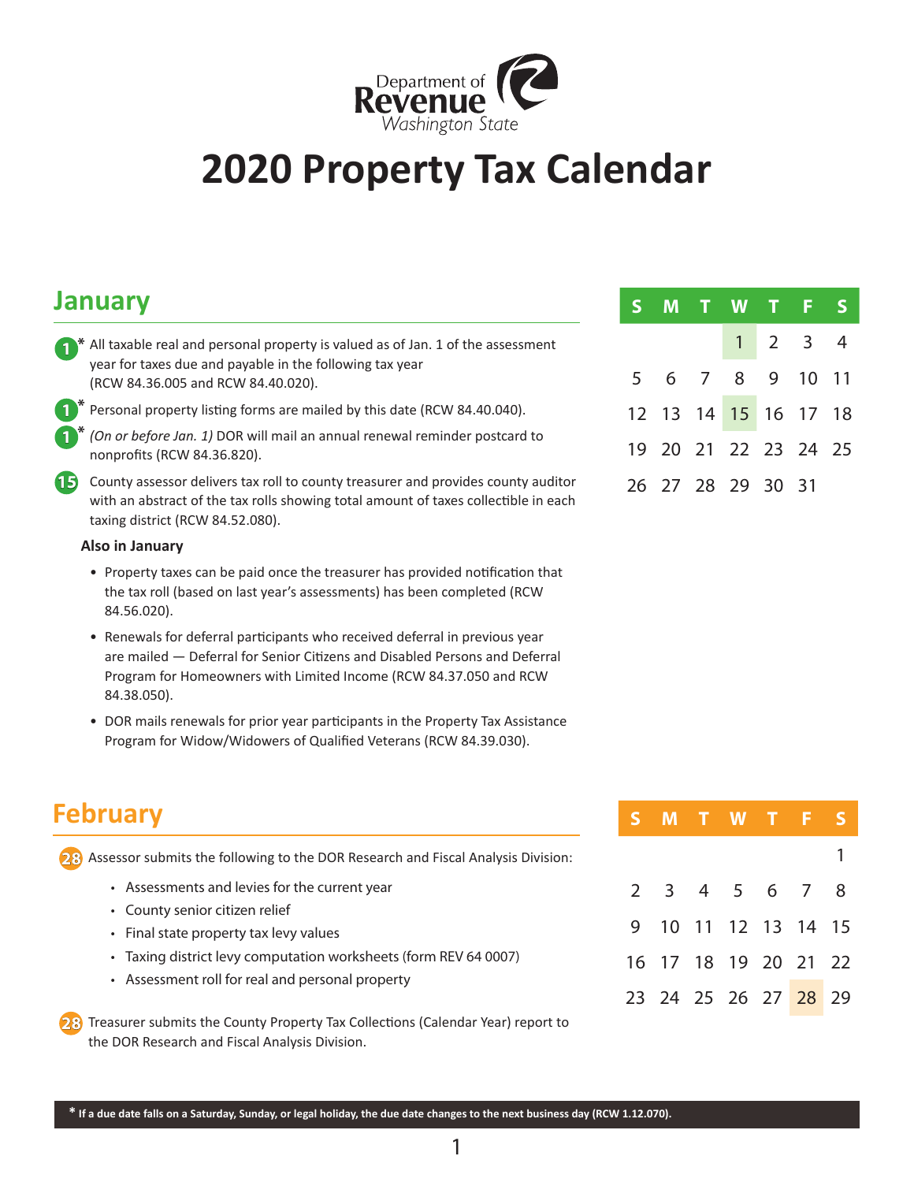Department of Revenue Washington State

# 2020 Property Tax Calendar

## January

- **1*** All taxable real and personal property is valued as of Jan. 1 of the assessment year for taxes due and payable in the following tax year (RCW 84.36.005 and RCW 84.40.020).
- **1*** Personal property listing forms are mailed by this date (RCW 84.40.040).
- **1*** *(On or before Jan. 1)* DOR will mail an annual renewal reminder postcard to nonprofits (RCW 84.36.820).
- **15** County assessor delivers tax roll to county treasurer and provides county auditor with an abstract of the tax rolls showing total amount of taxes collectible in each taxing district (RCW 84.52.080).

**Also in January**

- Property taxes can be paid once the treasurer has provided notification that the tax roll (based on last year's assessments) has been completed (RCW 84.56.020).
- Renewals for deferral participants who received deferral in previous year are mailed — Deferral for Senior Citizens and Disabled Persons and Deferral Program for Homeowners with Limited Income (RCW 84.37.050 and RCW 84.38.050).
- DOR mails renewals for prior year participants in the Property Tax Assistance Program for Widow/Widowers of Qualified Veterans (RCW 84.39.030).

| S | M | T | W | T | F | S |
|---|---|---|---|---|---|---|
| | | | 1 | 2 | 3 | 4 |
| 5 | 6 | 7 | 8 | 9 | 10 | 11 |
| 12 | 13 | 14 | 15 | 16 | 17 | 18 |
| 19 | 20 | 21 | 22 | 23 | 24 | 25 |
| 26 | 27 | 28 | 29 | 30 | 31 | |

## February

- **28** Assessor submits the following to the DOR Research and Fiscal Analysis Division:
  - Assessments and levies for the current year
  - County senior citizen relief
  - Final state property tax levy values
  - Taxing district levy computation worksheets (form REV 64 0007)
  - Assessment roll for real and personal property
- **28** Treasurer submits the County Property Tax Collections (Calendar Year) report to the DOR Research and Fiscal Analysis Division.

| S | M | T | W | T | F | S |
|---|---|---|---|---|---|---|
| | | | | | | 1 |
| 2 | 3 | 4 | 5 | 6 | 7 | 8 |
| 9 | 10 | 11 | 12 | 13 | 14 | 15 |
| 16 | 17 | 18 | 19 | 20 | 21 | 22 |
| 23 | 24 | 25 | 26 | 27 | 28 | 29 |

**\* If a due date falls on a Saturday, Sunday, or legal holiday, the due date changes to the next business day (RCW 1.12.070).**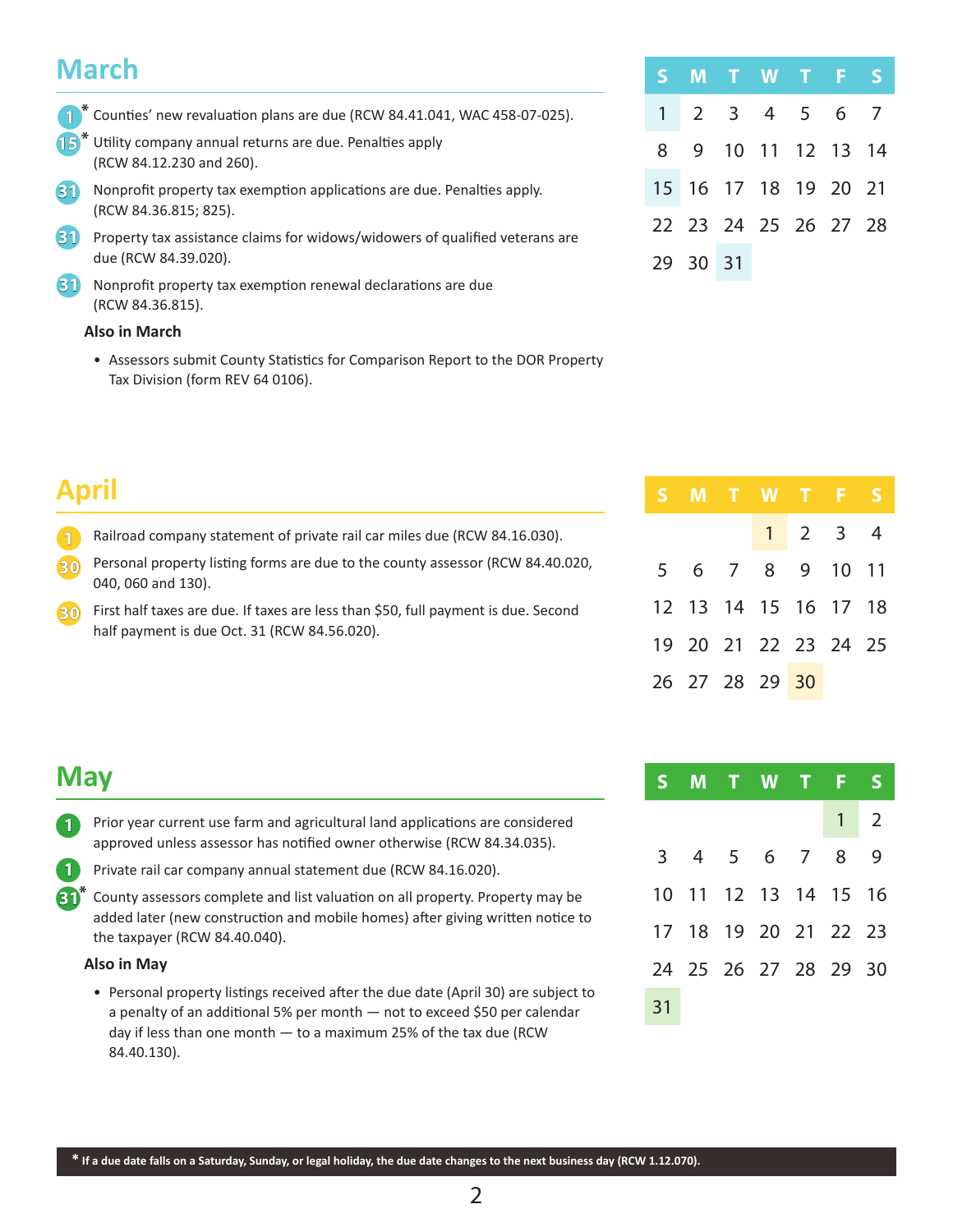## March

- **1*** Counties' new revaluation plans are due (RCW 84.41.041, WAC 458-07-025).
- **15*** Utility company annual returns are due. Penalties apply (RCW 84.12.230 and 260).
- **31** Nonprofit property tax exemption applications are due. Penalties apply. (RCW 84.36.815; 825).
- **31** Property tax assistance claims for widows/widowers of qualified veterans are due (RCW 84.39.020).
- **31** Nonprofit property tax exemption renewal declarations are due (RCW 84.36.815).

**Also in March**

- Assessors submit County Statistics for Comparison Report to the DOR Property Tax Division (form REV 64 0106).

| S | M | T | W | T | F | S |
|---|---|---|---|---|---|---|
| 1 | 2 | 3 | 4 | 5 | 6 | 7 |
| 8 | 9 | 10 | 11 | 12 | 13 | 14 |
| 15 | 16 | 17 | 18 | 19 | 20 | 21 |
| 22 | 23 | 24 | 25 | 26 | 27 | 28 |
| 29 | 30 | 31 | | | | |

## April

- **1** Railroad company statement of private rail car miles due (RCW 84.16.030).
- **30** Personal property listing forms are due to the county assessor (RCW 84.40.020, 040, 060 and 130).
- **30** First half taxes are due. If taxes are less than $50, full payment is due. Second half payment is due Oct. 31 (RCW 84.56.020).

| S | M | T | W | T | F | S |
|---|---|---|---|---|---|---|
| | | | 1 | 2 | 3 | 4 |
| 5 | 6 | 7 | 8 | 9 | 10 | 11 |
| 12 | 13 | 14 | 15 | 16 | 17 | 18 |
| 19 | 20 | 21 | 22 | 23 | 24 | 25 |
| 26 | 27 | 28 | 29 | 30 | | |

## May

- **1** Prior year current use farm and agricultural land applications are considered approved unless assessor has notified owner otherwise (RCW 84.34.035).
- **1** Private rail car company annual statement due (RCW 84.16.020).
- **31*** County assessors complete and list valuation on all property. Property may be added later (new construction and mobile homes) after giving written notice to the taxpayer (RCW 84.40.040).

**Also in May**

- Personal property listings received after the due date (April 30) are subject to a penalty of an additional 5% per month — not to exceed $50 per calendar day if less than one month — to a maximum 25% of the tax due (RCW 84.40.130).

| S | M | T | W | T | F | S |
|---|---|---|---|---|---|---|
| | | | | | 1 | 2 |
| 3 | 4 | 5 | 6 | 7 | 8 | 9 |
| 10 | 11 | 12 | 13 | 14 | 15 | 16 |
| 17 | 18 | 19 | 20 | 21 | 22 | 23 |
| 24 | 25 | 26 | 27 | 28 | 29 | 30 |
| 31 | | | | | | |

**\* If a due date falls on a Saturday, Sunday, or legal holiday, the due date changes to the next business day (RCW 1.12.070).**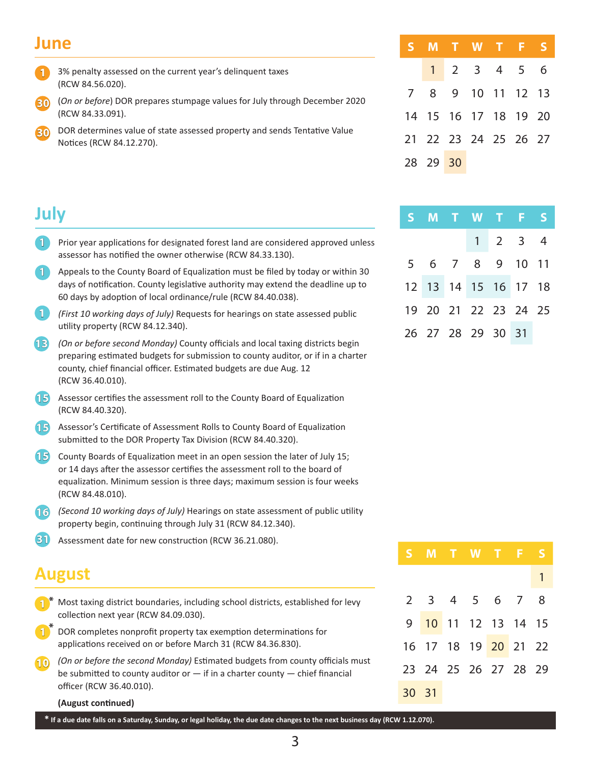## June

- **1** 3% penalty assessed on the current year's delinquent taxes (RCW 84.56.020).
- **30** (*On or before*) DOR prepares stumpage values for July through December 2020 (RCW 84.33.091).
- **30** DOR determines value of state assessed property and sends Tentative Value Notices (RCW 84.12.270).

| S | M | T | W | T | F | S |
|---|---|---|---|---|---|---|
| | 1 | 2 | 3 | 4 | 5 | 6 |
| 7 | 8 | 9 | 10 | 11 | 12 | 13 |
| 14 | 15 | 16 | 17 | 18 | 19 | 20 |
| 21 | 22 | 23 | 24 | 25 | 26 | 27 |
| 28 | 29 | 30 | | | | |

## July

- **1** Prior year applications for designated forest land are considered approved unless assessor has notified the owner otherwise (RCW 84.33.130).
- **1** Appeals to the County Board of Equalization must be filed by today or within 30 days of notification. County legislative authority may extend the deadline up to 60 days by adoption of local ordinance/rule (RCW 84.40.038).
- **1** *(First 10 working days of July)* Requests for hearings on state assessed public utility property (RCW 84.12.340).
- **13** *(On or before second Monday)* County officials and local taxing districts begin preparing estimated budgets for submission to county auditor, or if in a charter county, chief financial officer. Estimated budgets are due Aug. 12 (RCW 36.40.010).
- **15** Assessor certifies the assessment roll to the County Board of Equalization (RCW 84.40.320).
- **15** Assessor's Certificate of Assessment Rolls to County Board of Equalization submitted to the DOR Property Tax Division (RCW 84.40.320).
- **15** County Boards of Equalization meet in an open session the later of July 15; or 14 days after the assessor certifies the assessment roll to the board of equalization. Minimum session is three days; maximum session is four weeks (RCW 84.48.010).
- **16** *(Second 10 working days of July)* Hearings on state assessment of public utility property begin, continuing through July 31 (RCW 84.12.340).
- **31** Assessment date for new construction (RCW 36.21.080).

| S | M | T | W | T | F | S |
|---|---|---|---|---|---|---|
| | | | 1 | 2 | 3 | 4 |
| 5 | 6 | 7 | 8 | 9 | 10 | 11 |
| 12 | 13 | 14 | 15 | 16 | 17 | 18 |
| 19 | 20 | 21 | 22 | 23 | 24 | 25 |
| 26 | 27 | 28 | 29 | 30 | 31 | |

## August

- **1*** Most taxing district boundaries, including school districts, established for levy collection next year (RCW 84.09.030).
- **1*** DOR completes nonprofit property tax exemption determinations for applications received on or before March 31 (RCW 84.36.830).
- **10** *(On or before the second Monday)* Estimated budgets from county officials must be submitted to county auditor or — if in a charter county — chief financial officer (RCW 36.40.010).

**(August continued)**

| S | M | T | W | T | F | S |
|---|---|---|---|---|---|---|
| | | | | | | 1 |
| 2 | 3 | 4 | 5 | 6 | 7 | 8 |
| 9 | 10 | 11 | 12 | 13 | 14 | 15 |
| 16 | 17 | 18 | 19 | 20 | 21 | 22 |
| 23 | 24 | 25 | 26 | 27 | 28 | 29 |
| 30 | 31 | | | | | |

**\* If a due date falls on a Saturday, Sunday, or legal holiday, the due date changes to the next business day (RCW 1.12.070).**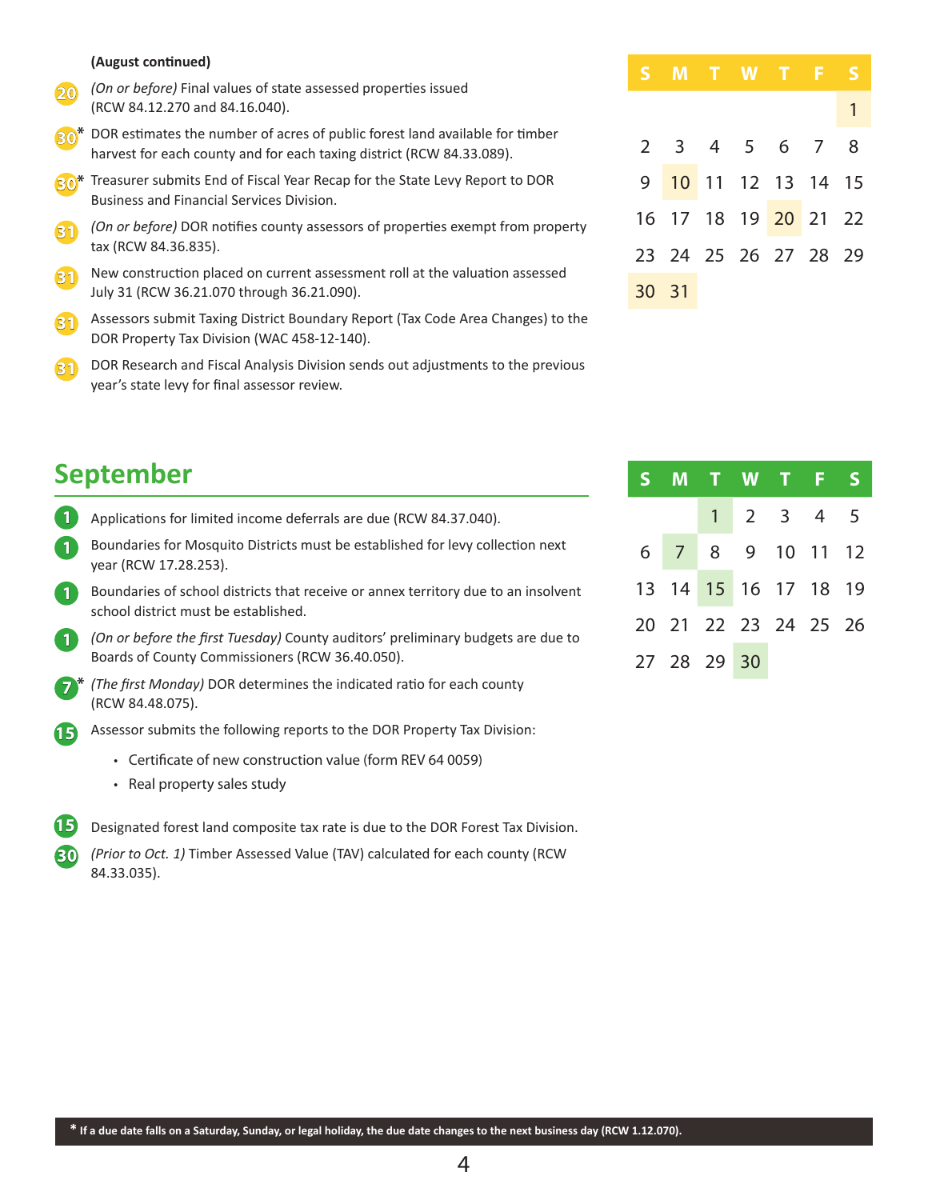**(August continued)**

- **20** *(On or before)* Final values of state assessed properties issued (RCW 84.12.270 and 84.16.040).
- **30*** DOR estimates the number of acres of public forest land available for timber harvest for each county and for each taxing district (RCW 84.33.089).
- **30*** Treasurer submits End of Fiscal Year Recap for the State Levy Report to DOR Business and Financial Services Division.
- **31** *(On or before)* DOR notifies county assessors of properties exempt from property tax (RCW 84.36.835).
- **31** New construction placed on current assessment roll at the valuation assessed July 31 (RCW 36.21.070 through 36.21.090).
- **31** Assessors submit Taxing District Boundary Report (Tax Code Area Changes) to the DOR Property Tax Division (WAC 458-12-140).
- **31** DOR Research and Fiscal Analysis Division sends out adjustments to the previous year's state levy for final assessor review.

| S | M | T | W | T | F | S |
|---|---|---|---|---|---|---|
| | | | | | | 1 |
| 2 | 3 | 4 | 5 | 6 | 7 | 8 |
| 9 | 10 | 11 | 12 | 13 | 14 | 15 |
| 16 | 17 | 18 | 19 | 20 | 21 | 22 |
| 23 | 24 | 25 | 26 | 27 | 28 | 29 |
| 30 | 31 | | | | | |

## September

- **1** Applications for limited income deferrals are due (RCW 84.37.040).
- **1** Boundaries for Mosquito Districts must be established for levy collection next year (RCW 17.28.253).
- **1** Boundaries of school districts that receive or annex territory due to an insolvent school district must be established.
- **1** *(On or before the first Tuesday)* County auditors' preliminary budgets are due to Boards of County Commissioners (RCW 36.40.050).
- **7*** *(The first Monday)* DOR determines the indicated ratio for each county (RCW 84.48.075).
- **15** Assessor submits the following reports to the DOR Property Tax Division:
  - Certificate of new construction value (form REV 64 0059)
  - Real property sales study
- **15** Designated forest land composite tax rate is due to the DOR Forest Tax Division.
- **30** *(Prior to Oct. 1)* Timber Assessed Value (TAV) calculated for each county (RCW 84.33.035).

| S | M | T | W | T | F | S |
|---|---|---|---|---|---|---|
| | | 1 | 2 | 3 | 4 | 5 |
| 6 | 7 | 8 | 9 | 10 | 11 | 12 |
| 13 | 14 | 15 | 16 | 17 | 18 | 19 |
| 20 | 21 | 22 | 23 | 24 | 25 | 26 |
| 27 | 28 | 29 | 30 | | | |

**\* If a due date falls on a Saturday, Sunday, or legal holiday, the due date changes to the next business day (RCW 1.12.070).**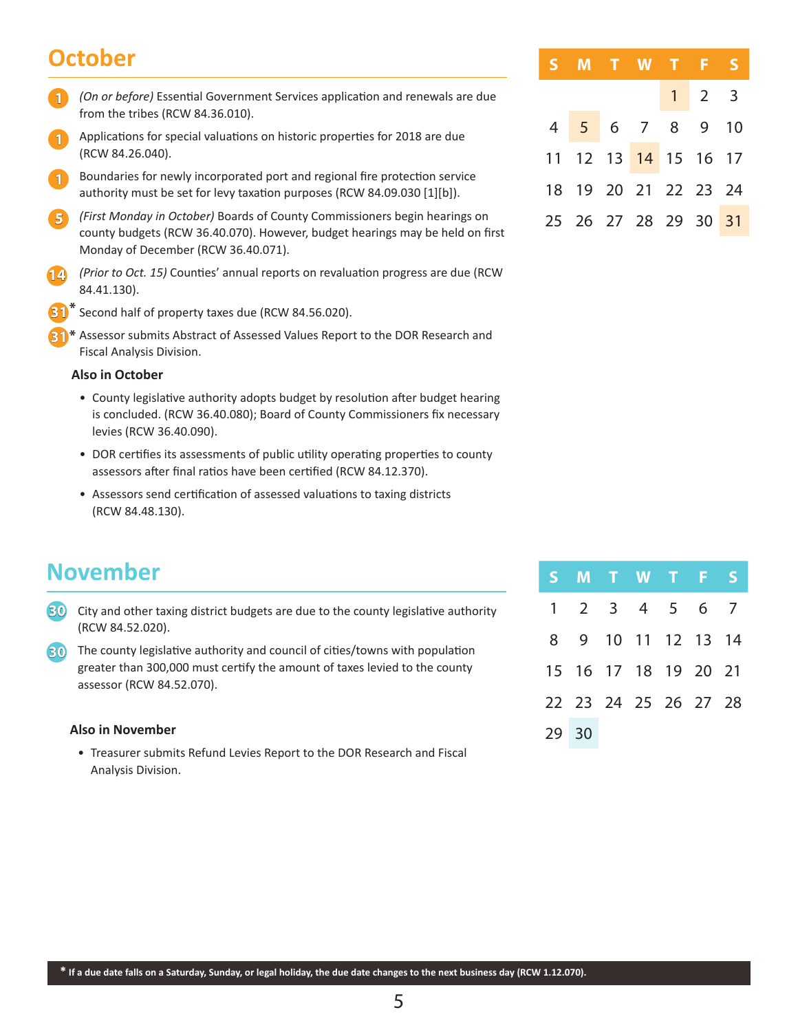## October

- **1** *(On or before)* Essential Government Services application and renewals are due from the tribes (RCW 84.36.010).
- **1** Applications for special valuations on historic properties for 2018 are due (RCW 84.26.040).
- **1** Boundaries for newly incorporated port and regional fire protection service authority must be set for levy taxation purposes (RCW 84.09.030 [1][b]).
- **5** *(First Monday in October)* Boards of County Commissioners begin hearings on county budgets (RCW 36.40.070). However, budget hearings may be held on first Monday of December (RCW 36.40.071).
- **14** *(Prior to Oct. 15)* Counties' annual reports on revaluation progress are due (RCW 84.41.130).
- **31*** Second half of property taxes due (RCW 84.56.020).
- **31*** Assessor submits Abstract of Assessed Values Report to the DOR Research and Fiscal Analysis Division.

**Also in October**

- County legislative authority adopts budget by resolution after budget hearing is concluded. (RCW 36.40.080); Board of County Commissioners fix necessary levies (RCW 36.40.090).
- DOR certifies its assessments of public utility operating properties to county assessors after final ratios have been certified (RCW 84.12.370).
- Assessors send certification of assessed valuations to taxing districts (RCW 84.48.130).

| S | M | T | W | T | F | S |
|---|---|---|---|---|---|---|
| | | | | 1 | 2 | 3 |
| 4 | 5 | 6 | 7 | 8 | 9 | 10 |
| 11 | 12 | 13 | 14 | 15 | 16 | 17 |
| 18 | 19 | 20 | 21 | 22 | 23 | 24 |
| 25 | 26 | 27 | 28 | 29 | 30 | 31 |

## November

- **30** City and other taxing district budgets are due to the county legislative authority (RCW 84.52.020).
- **30** The county legislative authority and council of cities/towns with population greater than 300,000 must certify the amount of taxes levied to the county assessor (RCW 84.52.070).

**Also in November**

- Treasurer submits Refund Levies Report to the DOR Research and Fiscal Analysis Division.

| S | M | T | W | T | F | S |
|---|---|---|---|---|---|---|
| 1 | 2 | 3 | 4 | 5 | 6 | 7 |
| 8 | 9 | 10 | 11 | 12 | 13 | 14 |
| 15 | 16 | 17 | 18 | 19 | 20 | 21 |
| 22 | 23 | 24 | 25 | 26 | 27 | 28 |
| 29 | 30 | | | | | |

**\* If a due date falls on a Saturday, Sunday, or legal holiday, the due date changes to the next business day (RCW 1.12.070).**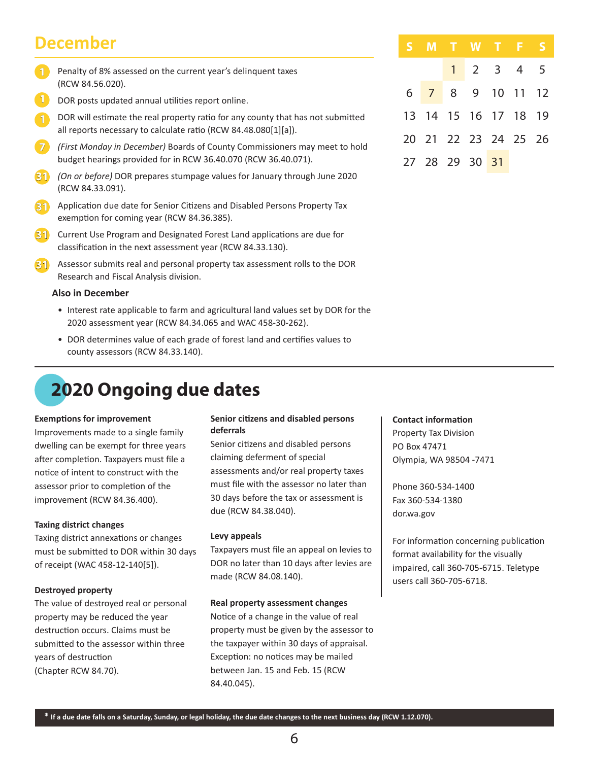## December

- **1** Penalty of 8% assessed on the current year's delinquent taxes (RCW 84.56.020).
- **1** DOR posts updated annual utilities report online.
- **1** DOR will estimate the real property ratio for any county that has not submitted all reports necessary to calculate ratio (RCW 84.48.080[1][a]).
- **7** *(First Monday in December)* Boards of County Commissioners may meet to hold budget hearings provided for in RCW 36.40.070 (RCW 36.40.071).
- **31** *(On or before)* DOR prepares stumpage values for January through June 2020 (RCW 84.33.091).
- **31** Application due date for Senior Citizens and Disabled Persons Property Tax exemption for coming year (RCW 84.36.385).
- **31** Current Use Program and Designated Forest Land applications are due for classification in the next assessment year (RCW 84.33.130).
- **31** Assessor submits real and personal property tax assessment rolls to the DOR Research and Fiscal Analysis division.

### Also in December

- Interest rate applicable to farm and agricultural land values set by DOR for the 2020 assessment year (RCW 84.34.065 and WAC 458-30-262).
- DOR determines value of each grade of forest land and certifies values to county assessors (RCW 84.33.140).

| S | M | T | W | T | F | S |
|---|---|---|---|---|---|---|
| | | 1 | 2 | 3 | 4 | 5 |
| 6 | 7 | 8 | 9 | 10 | 11 | 12 |
| 13 | 14 | 15 | 16 | 17 | 18 | 19 |
| 20 | 21 | 22 | 23 | 24 | 25 | 26 |
| 27 | 28 | 29 | 30 | 31 | | |

## 2020 Ongoing due dates

**Exemptions for improvement**
Improvements made to a single family dwelling can be exempt for three years after completion. Taxpayers must file a notice of intent to construct with the assessor prior to completion of the improvement (RCW 84.36.400).

**Taxing district changes**
Taxing district annexations or changes must be submitted to DOR within 30 days of receipt (WAC 458-12-140[5]).

**Destroyed property**
The value of destroyed real or personal property may be reduced the year destruction occurs. Claims must be submitted to the assessor within three years of destruction (Chapter RCW 84.70).

**Senior citizens and disabled persons deferrals**
Senior citizens and disabled persons claiming deferment of special assessments and/or real property taxes must file with the assessor no later than 30 days before the tax or assessment is due (RCW 84.38.040).

**Levy appeals**
Taxpayers must file an appeal on levies to DOR no later than 10 days after levies are made (RCW 84.08.140).

**Real property assessment changes**
Notice of a change in the value of real property must be given by the assessor to the taxpayer within 30 days of appraisal. Exception: no notices may be mailed between Jan. 15 and Feb. 15 (RCW 84.40.045).

**Contact information**
Property Tax Division
PO Box 47471
Olympia, WA 98504 -7471

Phone 360-534-1400
Fax 360-534-1380
dor.wa.gov

For information concerning publication format availability for the visually impaired, call 360-705-6715. Teletype users call 360-705-6718.

**\* If a due date falls on a Saturday, Sunday, or legal holiday, the due date changes to the next business day (RCW 1.12.070).**